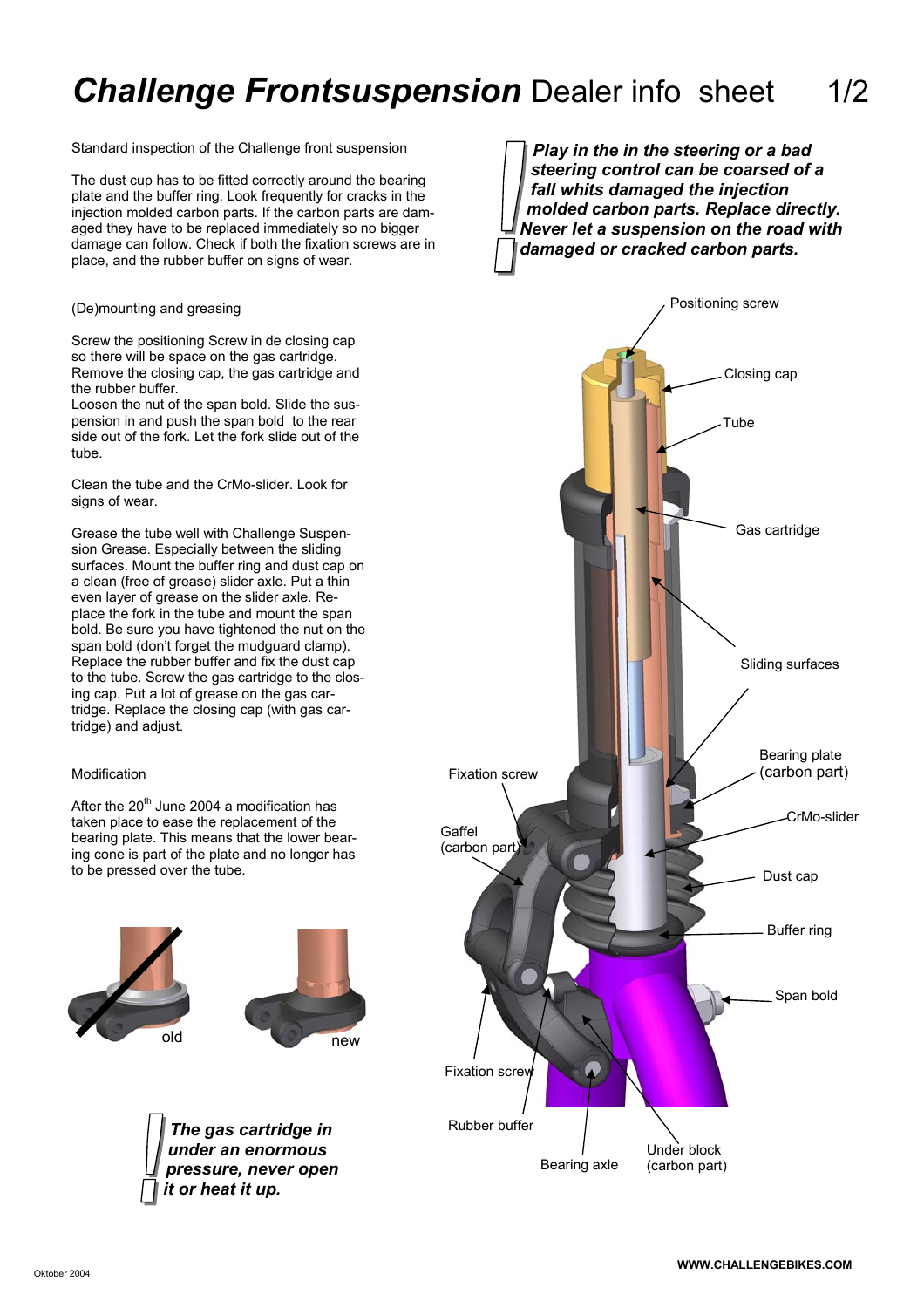# ***Challenge Frontsuspension*** Dealer info sheet 1/2

Standard inspection of the Challenge front suspension

The dust cup has to be fitted correctly around the bearing plate and the buffer ring. Look frequently for cracks in the injection molded carbon parts. If the carbon parts are damaged they have to be replaced immediately so no bigger damage can follow. Check if both the fixation screws are in place, and the rubber buffer on signs of wear.

***Play in the in the steering or a bad steering control can be coarsed of a fall whits damaged the injection molded carbon parts. Replace directly. Never let a suspension on the road with damaged or cracked carbon parts.***

(De)mounting and greasing

Screw the positioning Screw in de closing cap so there will be space on the gas cartridge. Remove the closing cap, the gas cartridge and the rubber buffer.
Loosen the nut of the span bold. Slide the suspension in and push the span bold to the rear side out of the fork. Let the fork slide out of the tube.

Clean the tube and the CrMo-slider. Look for signs of wear.

Grease the tube well with Challenge Suspension Grease. Especially between the sliding surfaces. Mount the buffer ring and dust cap on a clean (free of grease) slider axle. Put a thin even layer of grease on the slider axle. Replace the fork in the tube and mount the span bold. Be sure you have tightened the nut on the span bold (don't forget the mudguard clamp). Replace the rubber buffer and fix the dust cap to the tube. Screw the gas cartridge to the closing cap. Put a lot of grease on the gas cartridge. Replace the closing cap (with gas cartridge) and adjust.

Modification

After the 20th June 2004 a modification has taken place to ease the replacement of the bearing plate. This means that the lower bearing cone is part of the plate and no longer has to be pressed over the tube.

old

new

***The gas cartridge in under an enormous pressure, never open it or heat it up.***

Positioning screw

Closing cap

Tube

Gas cartridge

Sliding surfaces

Bearing plate (carbon part)

CrMo-slider

Dust cap

Buffer ring

Span bold

Fixation screw

Gaffel (carbon part)

Fixation screw

Rubber buffer

Bearing axle

Under block (carbon part)

Oktober 2004

WWW.CHALLENGEBIKES.COM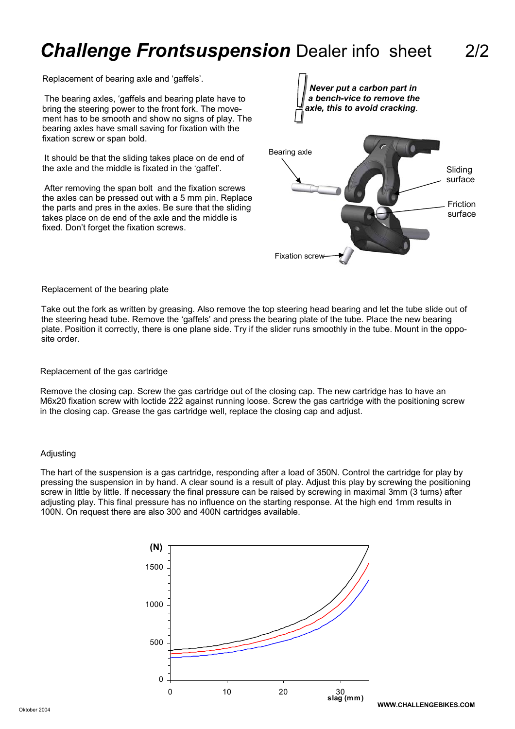# ***Challenge Frontsuspension*** Dealer info sheet

Replacement of bearing axle and 'gaffels'.

The bearing axles, 'gaffels and bearing plate have to bring the steering power to the front fork. The movement has to be smooth and show no signs of play. The bearing axles have small saving for fixation with the fixation screw or span bold.

It should be that the sliding takes place on de end of the axle and the middle is fixated in the 'gaffel'.

After removing the span bolt and the fixation screws the axles can be pressed out with a 5 mm pin. Replace the parts and pres in the axles. Be sure that the sliding takes place on de end of the axle and the middle is fixed. Don't forget the fixation screws.

***Never put a carbon part in a bench-vice to remove the axle, this to avoid cracking.***

Bearing axle

Sliding surface

Friction surface

Fixation screw

Replacement of the bearing plate

Take out the fork as written by greasing. Also remove the top steering head bearing and let the tube slide out of the steering head tube. Remove the 'gaffels' and press the bearing plate of the tube. Place the new bearing plate. Position it correctly, there is one plane side. Try if the slider runs smoothly in the tube. Mount in the opposite order.

Replacement of the gas cartridge

Remove the closing cap. Screw the gas cartridge out of the closing cap. The new cartridge has to have an M6x20 fixation screw with loctide 222 against running loose. Screw the gas cartridge with the positioning screw in the closing cap. Grease the gas cartridge well, replace the closing cap and adjust.

Adjusting

The hart of the suspension is a gas cartridge, responding after a load of 350N. Control the cartridge for play by pressing the suspension in by hand. A clear sound is a result of play. Adjust this play by screwing the positioning screw in little by little. If necessary the final pressure can be raised by screwing in maximal 3mm (3 turns) after adjusting play. This final pressure has no influence on the starting response. At the high end 1mm results in 100N. On request there are also 300 and 400N cartridges available.

(N)
1500
1000
500
0
0
10
20
30
slag (mm)

WWW.CHALLENGEBIKES.COM

Oktober 2004